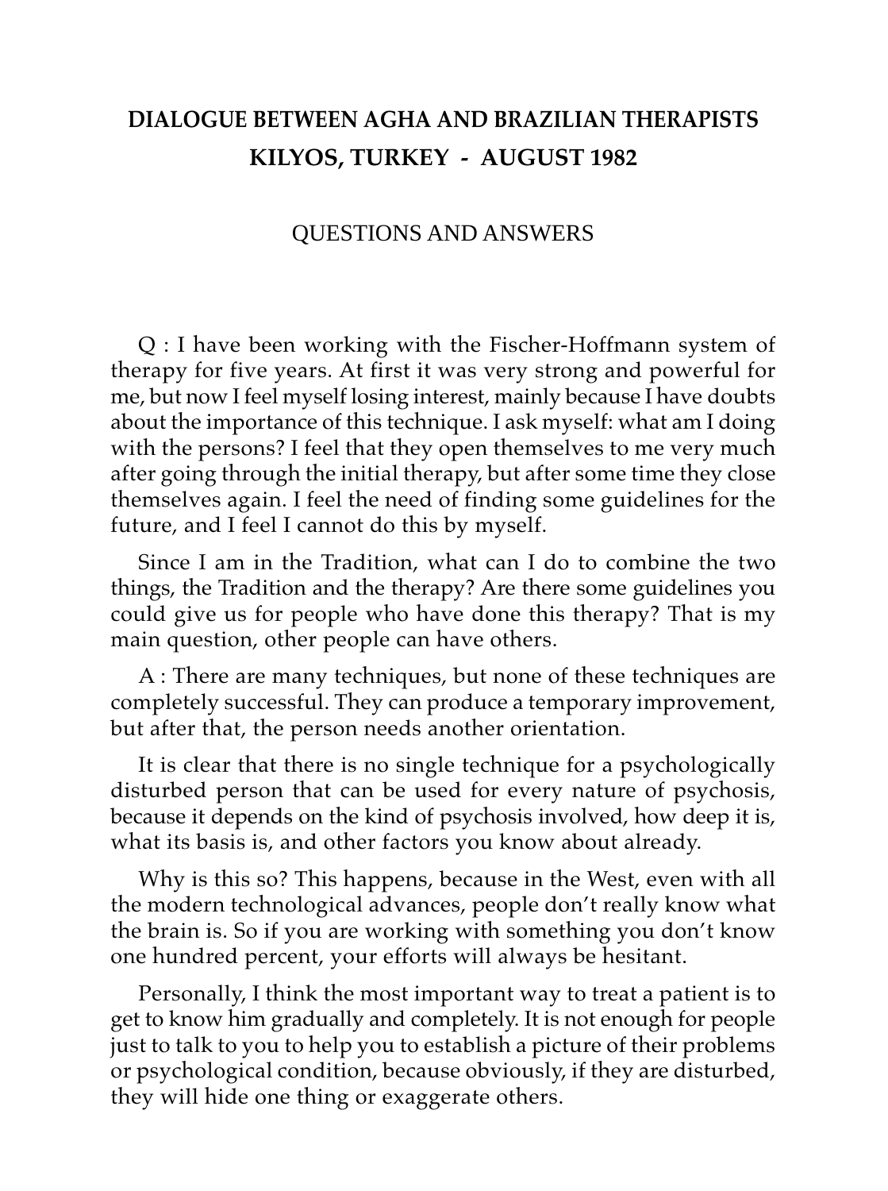# DIALOGUE BETWEEN AGHA AND BRAZILIAN THERAPISTS
# KILYOS, TURKEY - AUGUST 1982

## QUESTIONS AND ANSWERS

Q : I have been working with the Fischer-Hoffmann system of therapy for five years. At first it was very strong and powerful for me, but now I feel myself losing interest, mainly because I have doubts about the importance of this technique. I ask myself: what am I doing with the persons? I feel that they open themselves to me very much after going through the initial therapy, but after some time they close themselves again. I feel the need of finding some guidelines for the future, and I feel I cannot do this by myself.

Since I am in the Tradition, what can I do to combine the two things, the Tradition and the therapy? Are there some guidelines you could give us for people who have done this therapy? That is my main question, other people can have others.

A : There are many techniques, but none of these techniques are completely successful. They can produce a temporary improvement, but after that, the person needs another orientation.

It is clear that there is no single technique for a psychologically disturbed person that can be used for every nature of psychosis, because it depends on the kind of psychosis involved, how deep it is, what its basis is, and other factors you know about already.

Why is this so? This happens, because in the West, even with all the modern technological advances, people don't really know what the brain is. So if you are working with something you don't know one hundred percent, your efforts will always be hesitant.

Personally, I think the most important way to treat a patient is to get to know him gradually and completely. It is not enough for people just to talk to you to help you to establish a picture of their problems or psychological condition, because obviously, if they are disturbed, they will hide one thing or exaggerate others.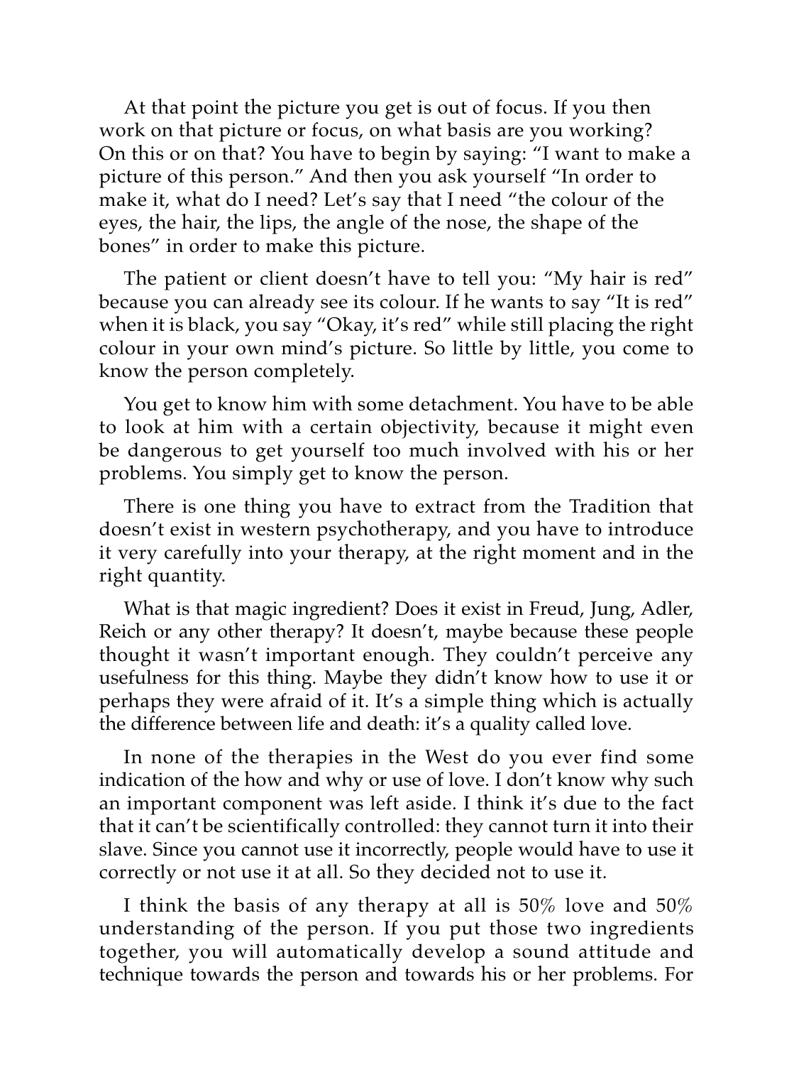At that point the picture you get is out of focus. If you then work on that picture or focus, on what basis are you working? On this or on that? You have to begin by saying: "I want to make a picture of this person." And then you ask yourself "In order to make it, what do I need? Let's say that I need "the colour of the eyes, the hair, the lips, the angle of the nose, the shape of the bones" in order to make this picture.

The patient or client doesn't have to tell you: "My hair is red" because you can already see its colour. If he wants to say "It is red" when it is black, you say "Okay, it's red" while still placing the right colour in your own mind's picture. So little by little, you come to know the person completely.

You get to know him with some detachment. You have to be able to look at him with a certain objectivity, because it might even be dangerous to get yourself too much involved with his or her problems. You simply get to know the person.

There is one thing you have to extract from the Tradition that doesn't exist in western psychotherapy, and you have to introduce it very carefully into your therapy, at the right moment and in the right quantity.

What is that magic ingredient? Does it exist in Freud, Jung, Adler, Reich or any other therapy? It doesn't, maybe because these people thought it wasn't important enough. They couldn't perceive any usefulness for this thing. Maybe they didn't know how to use it or perhaps they were afraid of it. It's a simple thing which is actually the difference between life and death: it's a quality called love.

In none of the therapies in the West do you ever find some indication of the how and why or use of love. I don't know why such an important component was left aside. I think it's due to the fact that it can't be scientifically controlled: they cannot turn it into their slave. Since you cannot use it incorrectly, people would have to use it correctly or not use it at all. So they decided not to use it.

I think the basis of any therapy at all is 50% love and 50% understanding of the person. If you put those two ingredients together, you will automatically develop a sound attitude and technique towards the person and towards his or her problems. For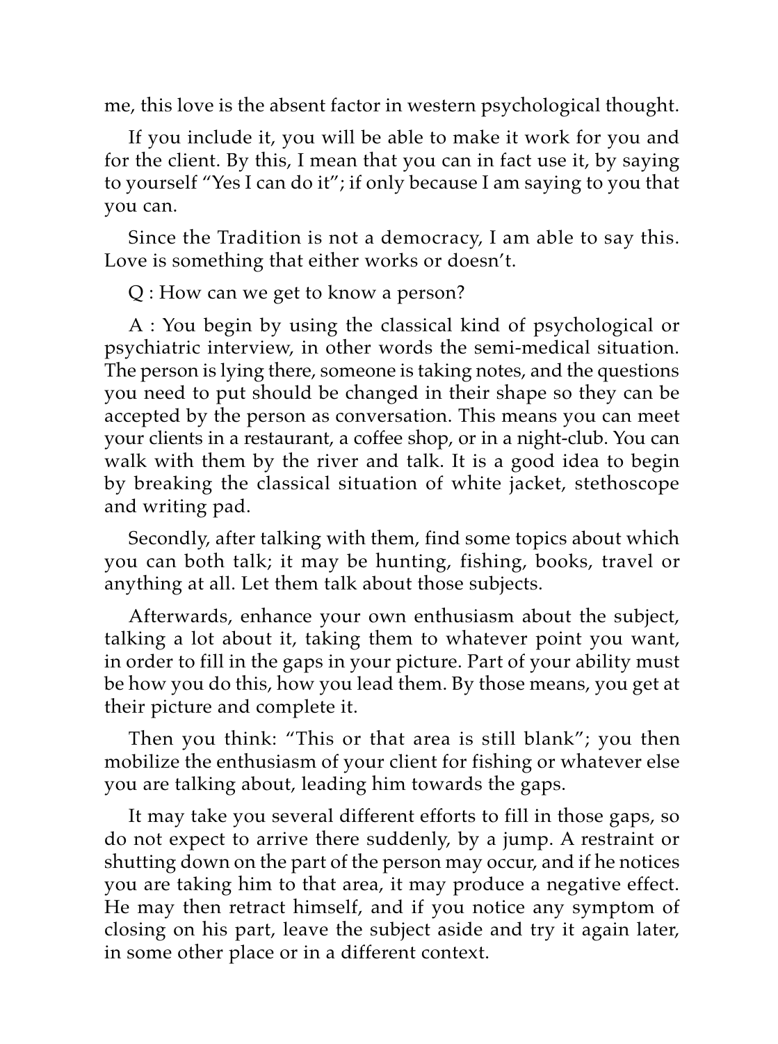me, this love is the absent factor in western psychological thought.

If you include it, you will be able to make it work for you and for the client. By this, I mean that you can in fact use it, by saying to yourself "Yes I can do it"; if only because I am saying to you that you can.

Since the Tradition is not a democracy, I am able to say this. Love is something that either works or doesn't.

Q : How can we get to know a person?

A : You begin by using the classical kind of psychological or psychiatric interview, in other words the semi-medical situation. The person is lying there, someone is taking notes, and the questions you need to put should be changed in their shape so they can be accepted by the person as conversation. This means you can meet your clients in a restaurant, a coffee shop, or in a night-club. You can walk with them by the river and talk. It is a good idea to begin by breaking the classical situation of white jacket, stethoscope and writing pad.

Secondly, after talking with them, find some topics about which you can both talk; it may be hunting, fishing, books, travel or anything at all. Let them talk about those subjects.

Afterwards, enhance your own enthusiasm about the subject, talking a lot about it, taking them to whatever point you want, in order to fill in the gaps in your picture. Part of your ability must be how you do this, how you lead them. By those means, you get at their picture and complete it.

Then you think: "This or that area is still blank"; you then mobilize the enthusiasm of your client for fishing or whatever else you are talking about, leading him towards the gaps.

It may take you several different efforts to fill in those gaps, so do not expect to arrive there suddenly, by a jump. A restraint or shutting down on the part of the person may occur, and if he notices you are taking him to that area, it may produce a negative effect. He may then retract himself, and if you notice any symptom of closing on his part, leave the subject aside and try it again later, in some other place or in a different context.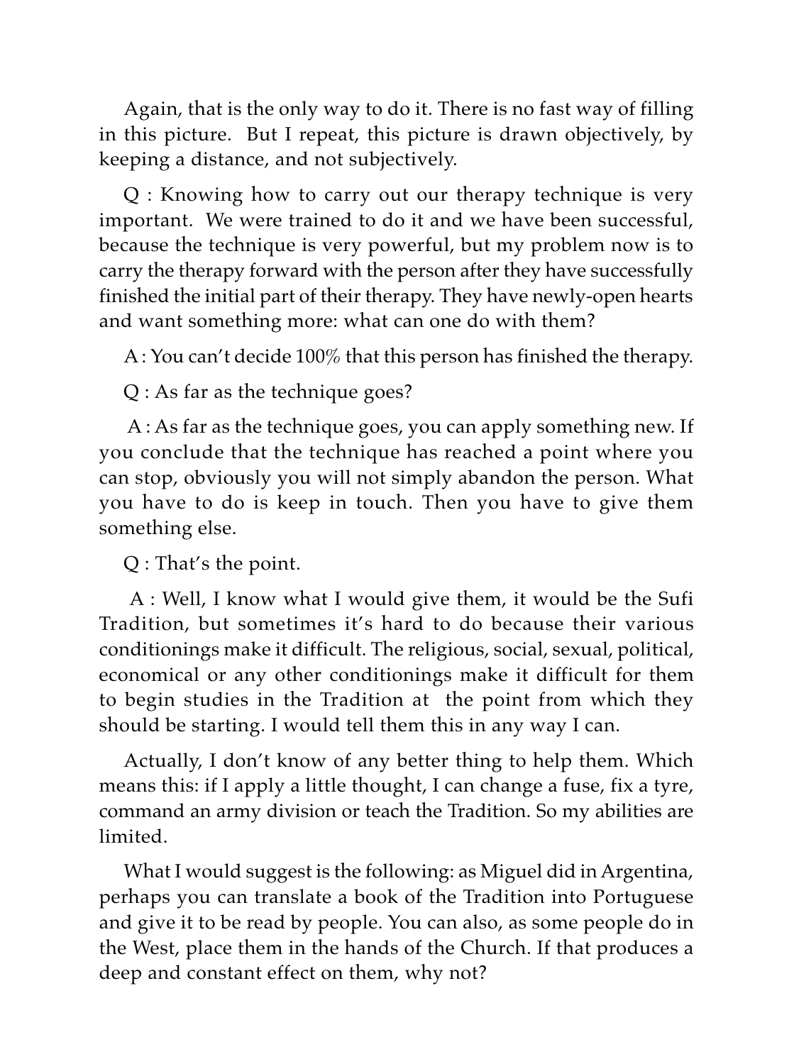Again, that is the only way to do it. There is no fast way of filling in this picture. But I repeat, this picture is drawn objectively, by keeping a distance, and not subjectively.

Q : Knowing how to carry out our therapy technique is very important. We were trained to do it and we have been successful, because the technique is very powerful, but my problem now is to carry the therapy forward with the person after they have successfully finished the initial part of their therapy. They have newly-open hearts and want something more: what can one do with them?

A : You can't decide 100% that this person has finished the therapy.

Q : As far as the technique goes?

A : As far as the technique goes, you can apply something new. If you conclude that the technique has reached a point where you can stop, obviously you will not simply abandon the person. What you have to do is keep in touch. Then you have to give them something else.

Q : That's the point.

A : Well, I know what I would give them, it would be the Sufi Tradition, but sometimes it's hard to do because their various conditionings make it difficult. The religious, social, sexual, political, economical or any other conditionings make it difficult for them to begin studies in the Tradition at the point from which they should be starting. I would tell them this in any way I can.

Actually, I don't know of any better thing to help them. Which means this: if I apply a little thought, I can change a fuse, fix a tyre, command an army division or teach the Tradition. So my abilities are limited.

What I would suggest is the following: as Miguel did in Argentina, perhaps you can translate a book of the Tradition into Portuguese and give it to be read by people. You can also, as some people do in the West, place them in the hands of the Church. If that produces a deep and constant effect on them, why not?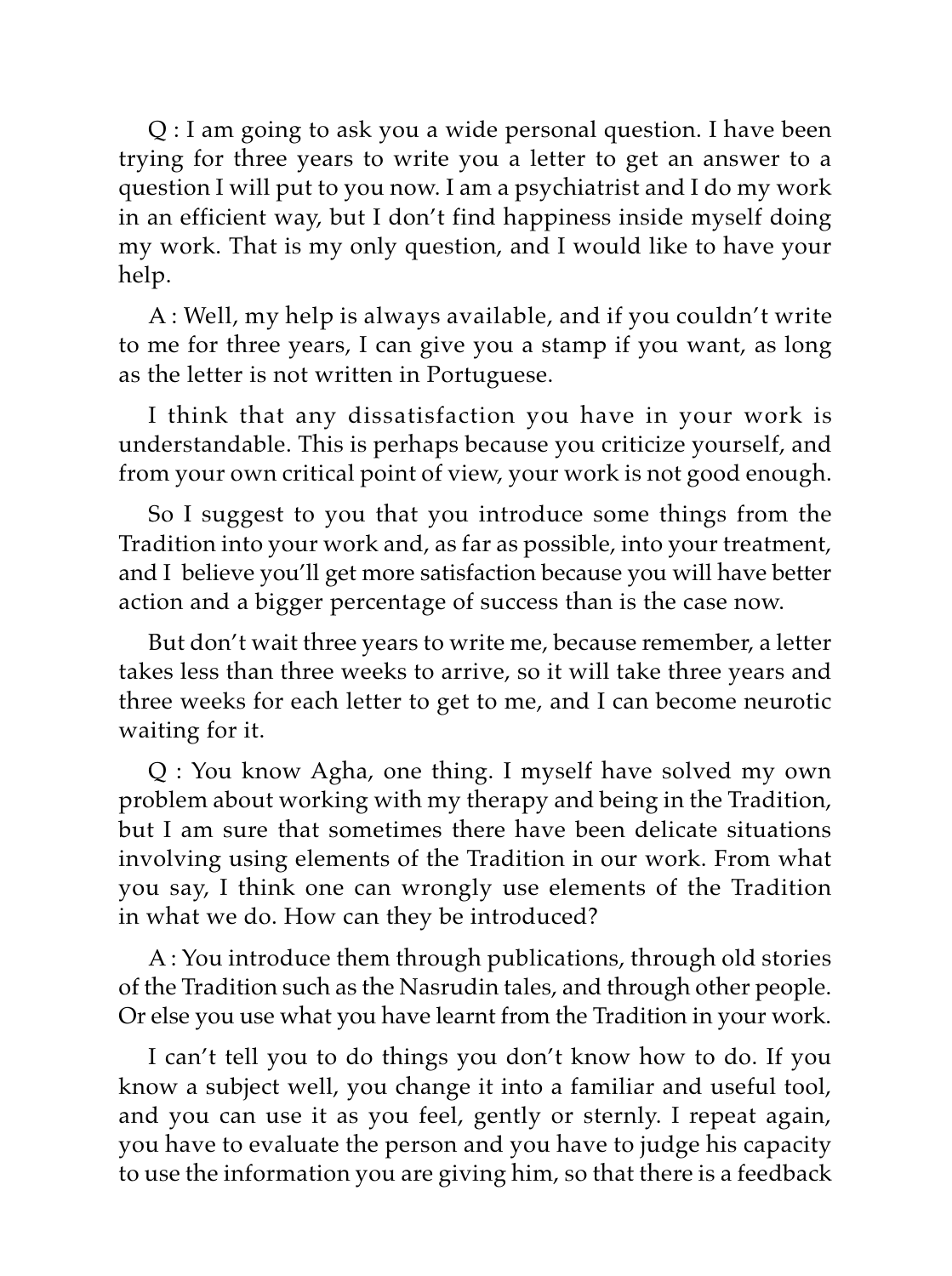Q : I am going to ask you a wide personal question. I have been trying for three years to write you a letter to get an answer to a question I will put to you now. I am a psychiatrist and I do my work in an efficient way, but I don't find happiness inside myself doing my work. That is my only question, and I would like to have your help.

A : Well, my help is always available, and if you couldn't write to me for three years, I can give you a stamp if you want, as long as the letter is not written in Portuguese.

I think that any dissatisfaction you have in your work is understandable. This is perhaps because you criticize yourself, and from your own critical point of view, your work is not good enough.

So I suggest to you that you introduce some things from the Tradition into your work and, as far as possible, into your treatment, and I believe you'll get more satisfaction because you will have better action and a bigger percentage of success than is the case now.

But don't wait three years to write me, because remember, a letter takes less than three weeks to arrive, so it will take three years and three weeks for each letter to get to me, and I can become neurotic waiting for it.

Q : You know Agha, one thing. I myself have solved my own problem about working with my therapy and being in the Tradition, but I am sure that sometimes there have been delicate situations involving using elements of the Tradition in our work. From what you say, I think one can wrongly use elements of the Tradition in what we do. How can they be introduced?

A : You introduce them through publications, through old stories of the Tradition such as the Nasrudin tales, and through other people. Or else you use what you have learnt from the Tradition in your work.

I can't tell you to do things you don't know how to do. If you know a subject well, you change it into a familiar and useful tool, and you can use it as you feel, gently or sternly. I repeat again, you have to evaluate the person and you have to judge his capacity to use the information you are giving him, so that there is a feedback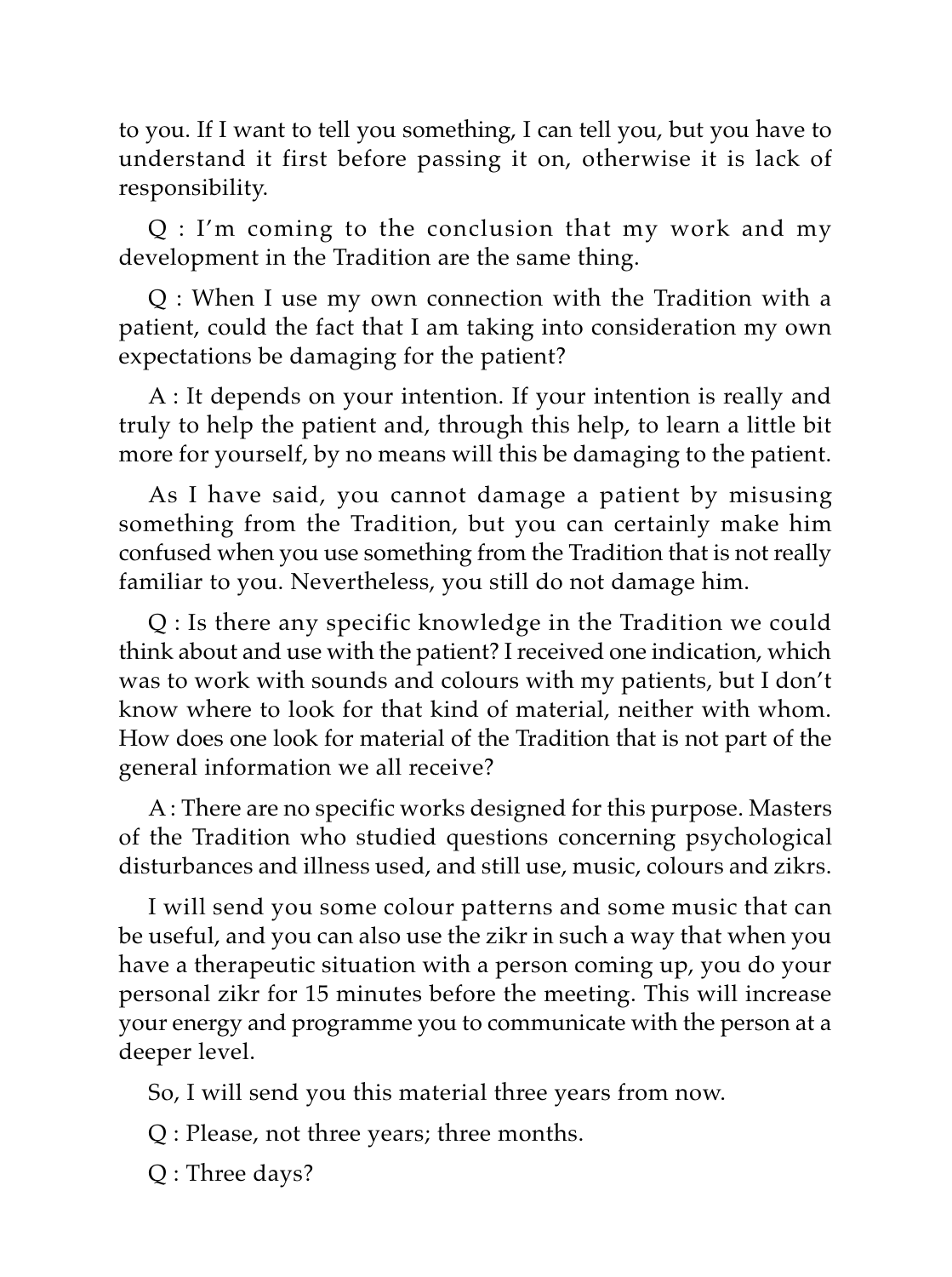to you. If I want to tell you something, I can tell you, but you have to understand it first before passing it on, otherwise it is lack of responsibility.

Q : I'm coming to the conclusion that my work and my development in the Tradition are the same thing.

Q : When I use my own connection with the Tradition with a patient, could the fact that I am taking into consideration my own expectations be damaging for the patient?

A : It depends on your intention. If your intention is really and truly to help the patient and, through this help, to learn a little bit more for yourself, by no means will this be damaging to the patient.

As I have said, you cannot damage a patient by misusing something from the Tradition, but you can certainly make him confused when you use something from the Tradition that is not really familiar to you. Nevertheless, you still do not damage him.

Q : Is there any specific knowledge in the Tradition we could think about and use with the patient? I received one indication, which was to work with sounds and colours with my patients, but I don't know where to look for that kind of material, neither with whom. How does one look for material of the Tradition that is not part of the general information we all receive?

A : There are no specific works designed for this purpose. Masters of the Tradition who studied questions concerning psychological disturbances and illness used, and still use, music, colours and zikrs.

I will send you some colour patterns and some music that can be useful, and you can also use the zikr in such a way that when you have a therapeutic situation with a person coming up, you do your personal zikr for 15 minutes before the meeting. This will increase your energy and programme you to communicate with the person at a deeper level.

So, I will send you this material three years from now.

Q : Please, not three years; three months.

Q : Three days?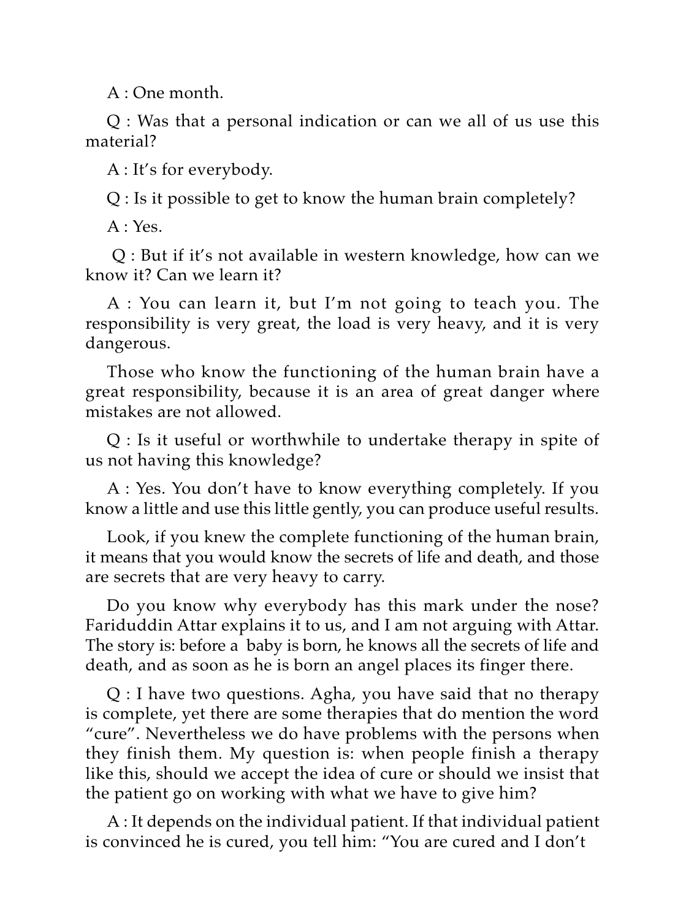A : One month.

Q : Was that a personal indication or can we all of us use this material?

A : It's for everybody.

Q : Is it possible to get to know the human brain completely?

A : Yes.

Q : But if it's not available in western knowledge, how can we know it? Can we learn it?

A : You can learn it, but I'm not going to teach you. The responsibility is very great, the load is very heavy, and it is very dangerous.

Those who know the functioning of the human brain have a great responsibility, because it is an area of great danger where mistakes are not allowed.

Q : Is it useful or worthwhile to undertake therapy in spite of us not having this knowledge?

A : Yes. You don't have to know everything completely. If you know a little and use this little gently, you can produce useful results.

Look, if you knew the complete functioning of the human brain, it means that you would know the secrets of life and death, and those are secrets that are very heavy to carry.

Do you know why everybody has this mark under the nose? Fariduddin Attar explains it to us, and I am not arguing with Attar. The story is: before a baby is born, he knows all the secrets of life and death, and as soon as he is born an angel places its finger there.

Q : I have two questions. Agha, you have said that no therapy is complete, yet there are some therapies that do mention the word "cure". Nevertheless we do have problems with the persons when they finish them. My question is: when people finish a therapy like this, should we accept the idea of cure or should we insist that the patient go on working with what we have to give him?

A : It depends on the individual patient. If that individual patient is convinced he is cured, you tell him: "You are cured and I don't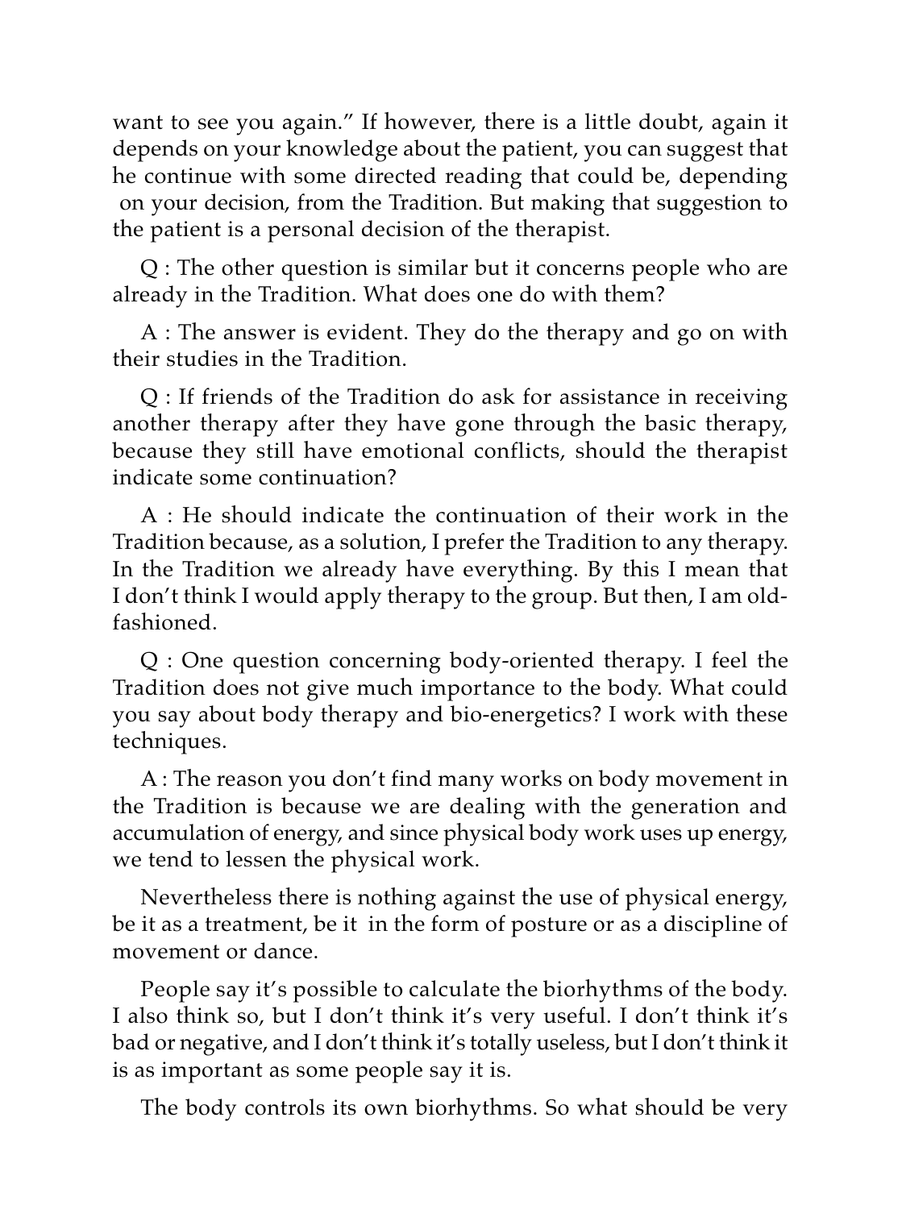want to see you again." If however, there is a little doubt, again it depends on your knowledge about the patient, you can suggest that he continue with some directed reading that could be, depending on your decision, from the Tradition. But making that suggestion to the patient is a personal decision of the therapist.

Q : The other question is similar but it concerns people who are already in the Tradition. What does one do with them?

A : The answer is evident. They do the therapy and go on with their studies in the Tradition.

Q : If friends of the Tradition do ask for assistance in receiving another therapy after they have gone through the basic therapy, because they still have emotional conflicts, should the therapist indicate some continuation?

A : He should indicate the continuation of their work in the Tradition because, as a solution, I prefer the Tradition to any therapy. In the Tradition we already have everything. By this I mean that I don't think I would apply therapy to the group. But then, I am old-fashioned.

Q : One question concerning body-oriented therapy. I feel the Tradition does not give much importance to the body. What could you say about body therapy and bio-energetics? I work with these techniques.

A : The reason you don't find many works on body movement in the Tradition is because we are dealing with the generation and accumulation of energy, and since physical body work uses up energy, we tend to lessen the physical work.

Nevertheless there is nothing against the use of physical energy, be it as a treatment, be it in the form of posture or as a discipline of movement or dance.

People say it's possible to calculate the biorhythms of the body. I also think so, but I don't think it's very useful. I don't think it's bad or negative, and I don't think it's totally useless, but I don't think it is as important as some people say it is.

The body controls its own biorhythms. So what should be very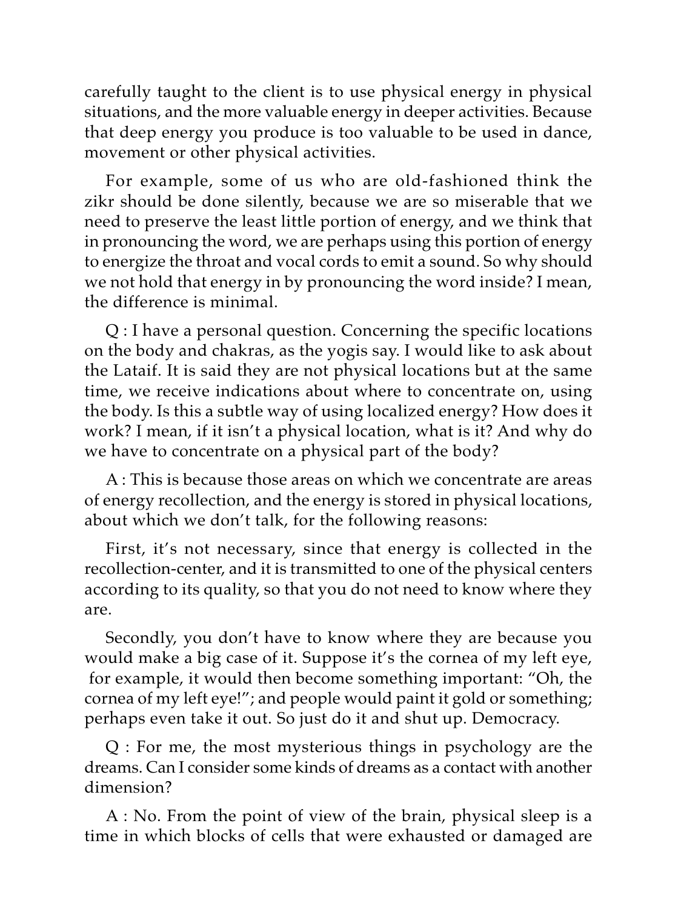carefully taught to the client is to use physical energy in physical situations, and the more valuable energy in deeper activities. Because that deep energy you produce is too valuable to be used in dance, movement or other physical activities.

For example, some of us who are old-fashioned think the zikr should be done silently, because we are so miserable that we need to preserve the least little portion of energy, and we think that in pronouncing the word, we are perhaps using this portion of energy to energize the throat and vocal cords to emit a sound. So why should we not hold that energy in by pronouncing the word inside? I mean, the difference is minimal.

Q : I have a personal question. Concerning the specific locations on the body and chakras, as the yogis say. I would like to ask about the Lataif. It is said they are not physical locations but at the same time, we receive indications about where to concentrate on, using the body. Is this a subtle way of using localized energy? How does it work? I mean, if it isn't a physical location, what is it? And why do we have to concentrate on a physical part of the body?

A : This is because those areas on which we concentrate are areas of energy recollection, and the energy is stored in physical locations, about which we don't talk, for the following reasons:

First, it's not necessary, since that energy is collected in the recollection-center, and it is transmitted to one of the physical centers according to its quality, so that you do not need to know where they are.

Secondly, you don't have to know where they are because you would make a big case of it. Suppose it's the cornea of my left eye, for example, it would then become something important: "Oh, the cornea of my left eye!"; and people would paint it gold or something; perhaps even take it out. So just do it and shut up. Democracy.

Q : For me, the most mysterious things in psychology are the dreams. Can I consider some kinds of dreams as a contact with another dimension?

A : No. From the point of view of the brain, physical sleep is a time in which blocks of cells that were exhausted or damaged are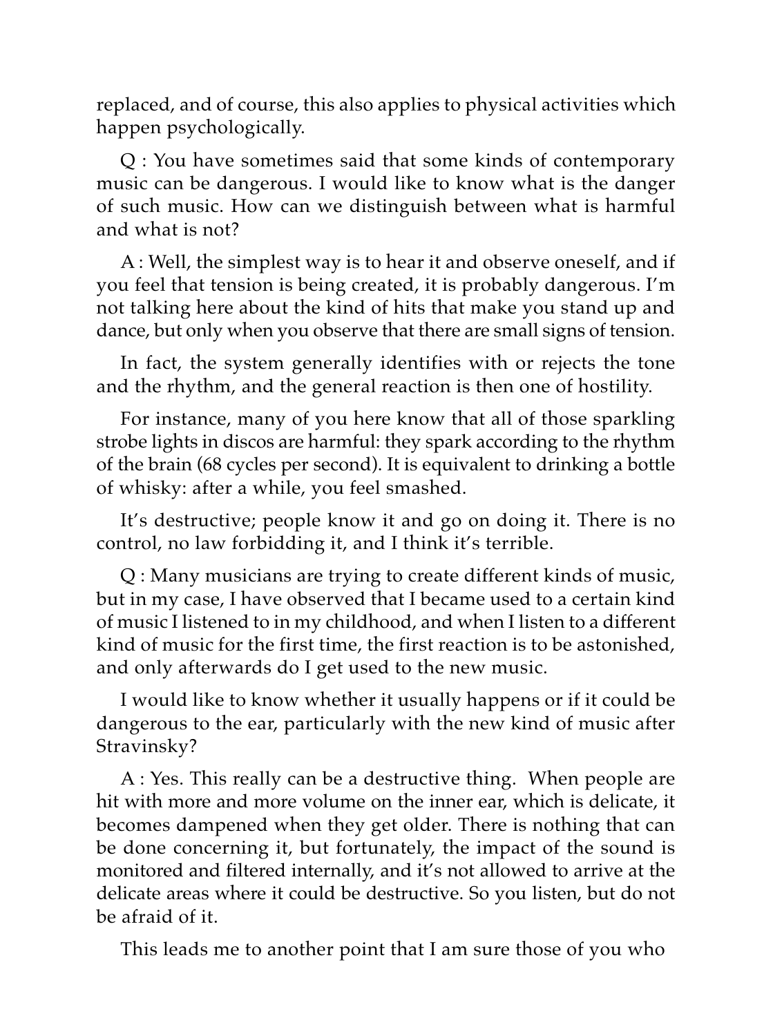replaced, and of course, this also applies to physical activities which happen psychologically.

Q : You have sometimes said that some kinds of contemporary music can be dangerous. I would like to know what is the danger of such music. How can we distinguish between what is harmful and what is not?

A : Well, the simplest way is to hear it and observe oneself, and if you feel that tension is being created, it is probably dangerous. I'm not talking here about the kind of hits that make you stand up and dance, but only when you observe that there are small signs of tension.

In fact, the system generally identifies with or rejects the tone and the rhythm, and the general reaction is then one of hostility.

For instance, many of you here know that all of those sparkling strobe lights in discos are harmful: they spark according to the rhythm of the brain (68 cycles per second). It is equivalent to drinking a bottle of whisky: after a while, you feel smashed.

It's destructive; people know it and go on doing it. There is no control, no law forbidding it, and I think it's terrible.

Q : Many musicians are trying to create different kinds of music, but in my case, I have observed that I became used to a certain kind of music I listened to in my childhood, and when I listen to a different kind of music for the first time, the first reaction is to be astonished, and only afterwards do I get used to the new music.

I would like to know whether it usually happens or if it could be dangerous to the ear, particularly with the new kind of music after Stravinsky?

A : Yes. This really can be a destructive thing. When people are hit with more and more volume on the inner ear, which is delicate, it becomes dampened when they get older. There is nothing that can be done concerning it, but fortunately, the impact of the sound is monitored and filtered internally, and it's not allowed to arrive at the delicate areas where it could be destructive. So you listen, but do not be afraid of it.

This leads me to another point that I am sure those of you who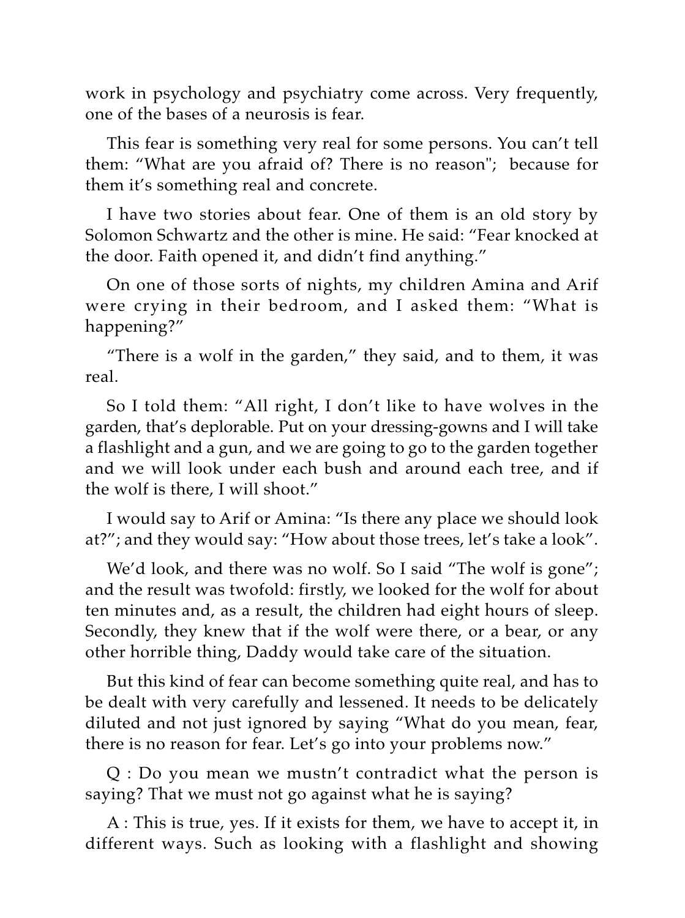work in psychology and psychiatry come across. Very frequently, one of the bases of a neurosis is fear.

This fear is something very real for some persons. You can't tell them: "What are you afraid of? There is no reason"; because for them it's something real and concrete.

I have two stories about fear. One of them is an old story by Solomon Schwartz and the other is mine. He said: "Fear knocked at the door. Faith opened it, and didn't find anything."

On one of those sorts of nights, my children Amina and Arif were crying in their bedroom, and I asked them: "What is happening?"

"There is a wolf in the garden," they said, and to them, it was real.

So I told them: "All right, I don't like to have wolves in the garden, that's deplorable. Put on your dressing-gowns and I will take a flashlight and a gun, and we are going to go to the garden together and we will look under each bush and around each tree, and if the wolf is there, I will shoot."

I would say to Arif or Amina: "Is there any place we should look at?"; and they would say: "How about those trees, let's take a look".

We'd look, and there was no wolf. So I said "The wolf is gone"; and the result was twofold: firstly, we looked for the wolf for about ten minutes and, as a result, the children had eight hours of sleep. Secondly, they knew that if the wolf were there, or a bear, or any other horrible thing, Daddy would take care of the situation.

But this kind of fear can become something quite real, and has to be dealt with very carefully and lessened. It needs to be delicately diluted and not just ignored by saying "What do you mean, fear, there is no reason for fear. Let's go into your problems now."

Q : Do you mean we mustn't contradict what the person is saying? That we must not go against what he is saying?

A : This is true, yes. If it exists for them, we have to accept it, in different ways. Such as looking with a flashlight and showing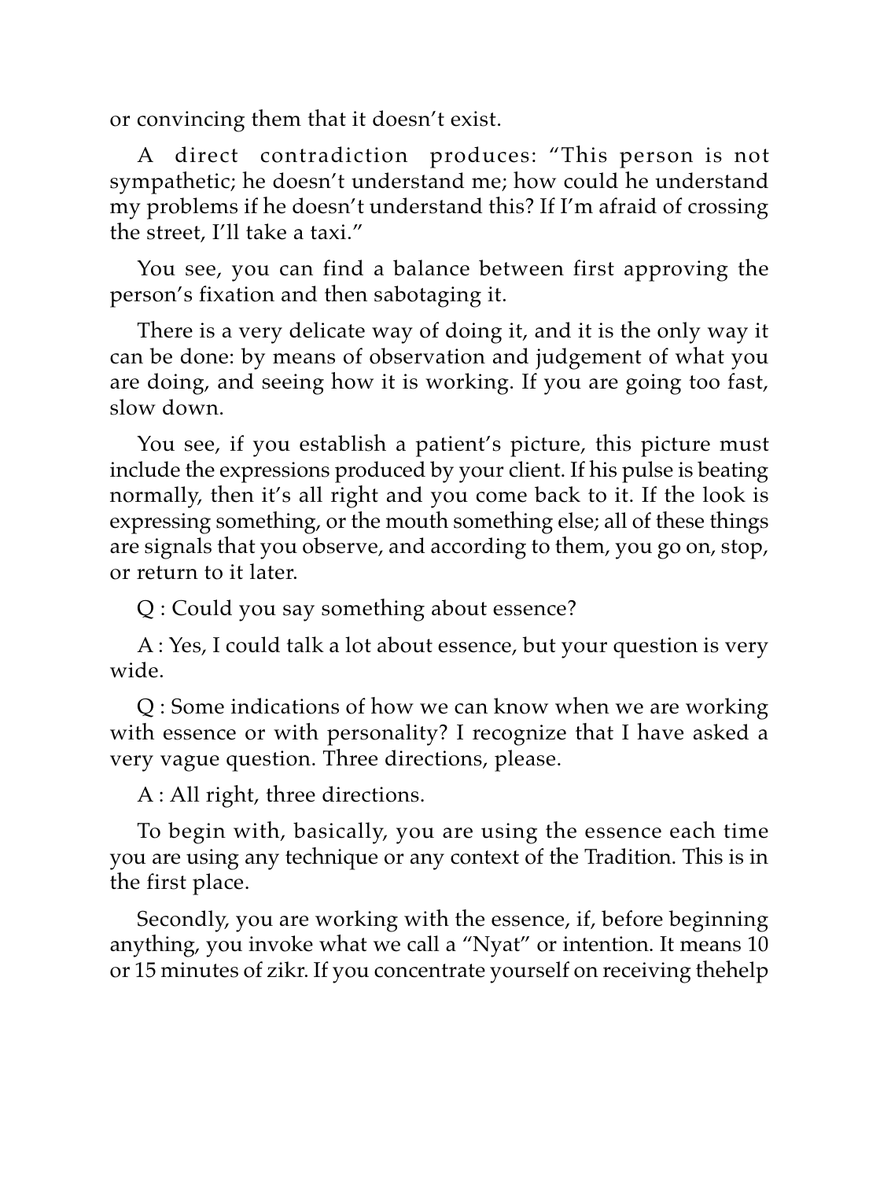or convincing them that it doesn't exist.

A direct contradiction produces: "This person is not sympathetic; he doesn't understand me; how could he understand my problems if he doesn't understand this? If I'm afraid of crossing the street, I'll take a taxi."

You see, you can find a balance between first approving the person's fixation and then sabotaging it.

There is a very delicate way of doing it, and it is the only way it can be done: by means of observation and judgement of what you are doing, and seeing how it is working. If you are going too fast, slow down.

You see, if you establish a patient's picture, this picture must include the expressions produced by your client. If his pulse is beating normally, then it's all right and you come back to it. If the look is expressing something, or the mouth something else; all of these things are signals that you observe, and according to them, you go on, stop, or return to it later.

Q : Could you say something about essence?

A : Yes, I could talk a lot about essence, but your question is very wide.

Q : Some indications of how we can know when we are working with essence or with personality? I recognize that I have asked a very vague question. Three directions, please.

A : All right, three directions.

To begin with, basically, you are using the essence each time you are using any technique or any context of the Tradition. This is in the first place.

Secondly, you are working with the essence, if, before beginning anything, you invoke what we call a "Nyat" or intention. It means 10 or 15 minutes of zikr. If you concentrate yourself on receiving thehelp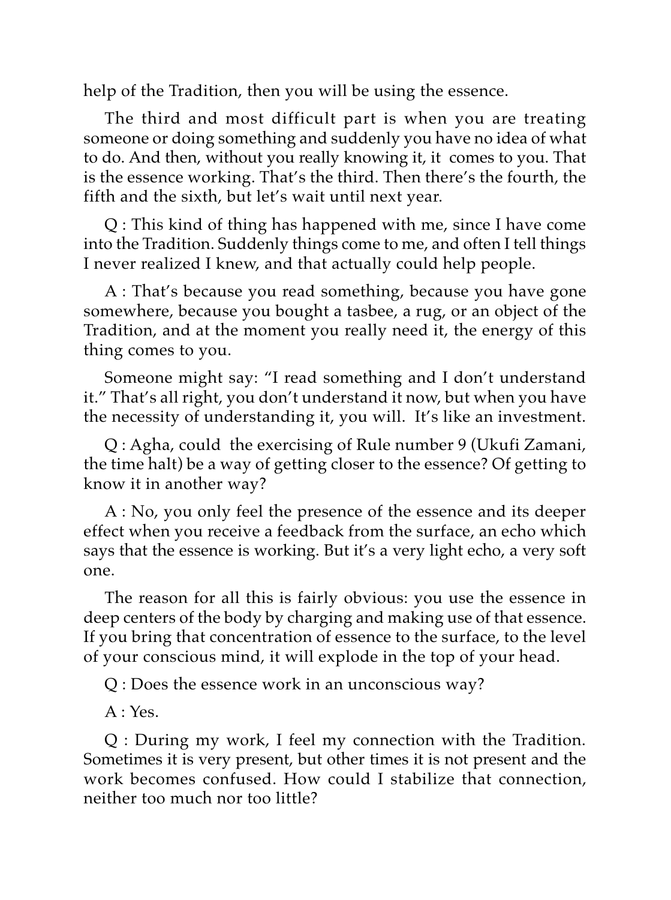help of the Tradition, then you will be using the essence.

The third and most difficult part is when you are treating someone or doing something and suddenly you have no idea of what to do. And then, without you really knowing it, it comes to you. That is the essence working. That's the third. Then there's the fourth, the fifth and the sixth, but let's wait until next year.

Q : This kind of thing has happened with me, since I have come into the Tradition. Suddenly things come to me, and often I tell things I never realized I knew, and that actually could help people.

A : That's because you read something, because you have gone somewhere, because you bought a tasbee, a rug, or an object of the Tradition, and at the moment you really need it, the energy of this thing comes to you.

Someone might say: "I read something and I don't understand it." That's all right, you don't understand it now, but when you have the necessity of understanding it, you will. It's like an investment.

Q : Agha, could the exercising of Rule number 9 (Ukufi Zamani, the time halt) be a way of getting closer to the essence? Of getting to know it in another way?

A : No, you only feel the presence of the essence and its deeper effect when you receive a feedback from the surface, an echo which says that the essence is working. But it's a very light echo, a very soft one.

The reason for all this is fairly obvious: you use the essence in deep centers of the body by charging and making use of that essence. If you bring that concentration of essence to the surface, to the level of your conscious mind, it will explode in the top of your head.

Q : Does the essence work in an unconscious way?

A : Yes.

Q : During my work, I feel my connection with the Tradition. Sometimes it is very present, but other times it is not present and the work becomes confused. How could I stabilize that connection, neither too much nor too little?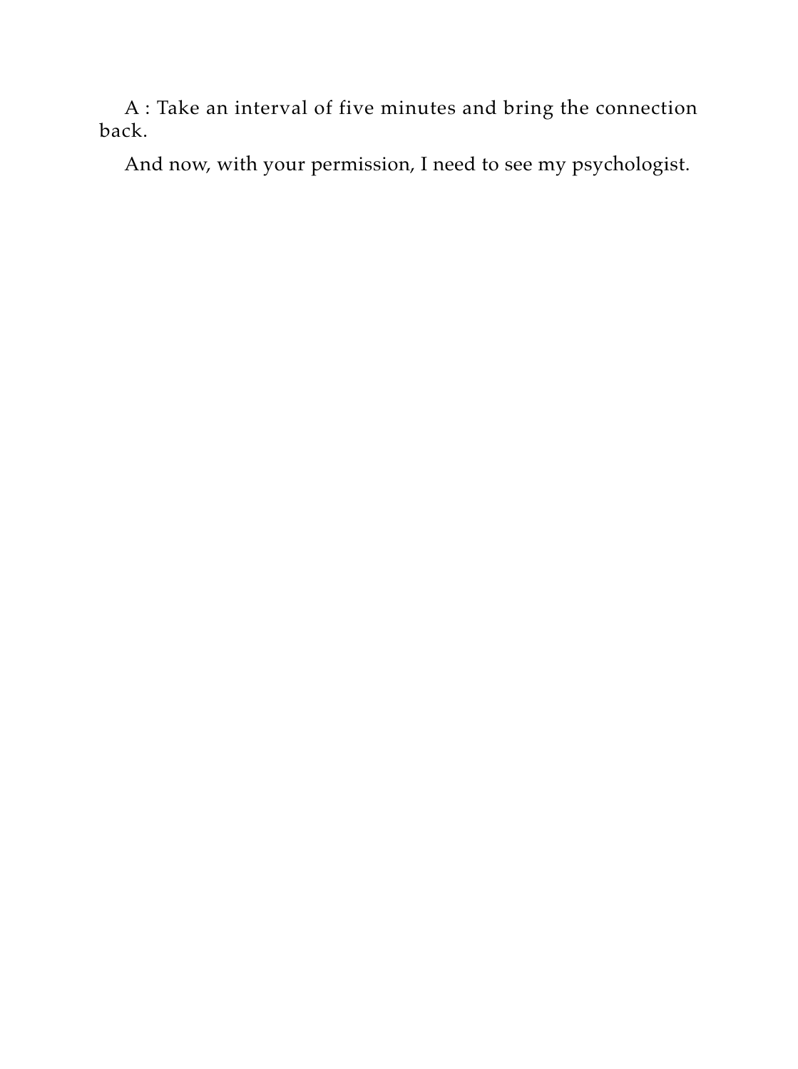A : Take an interval of five minutes and bring the connection back.

And now, with your permission, I need to see my psychologist.